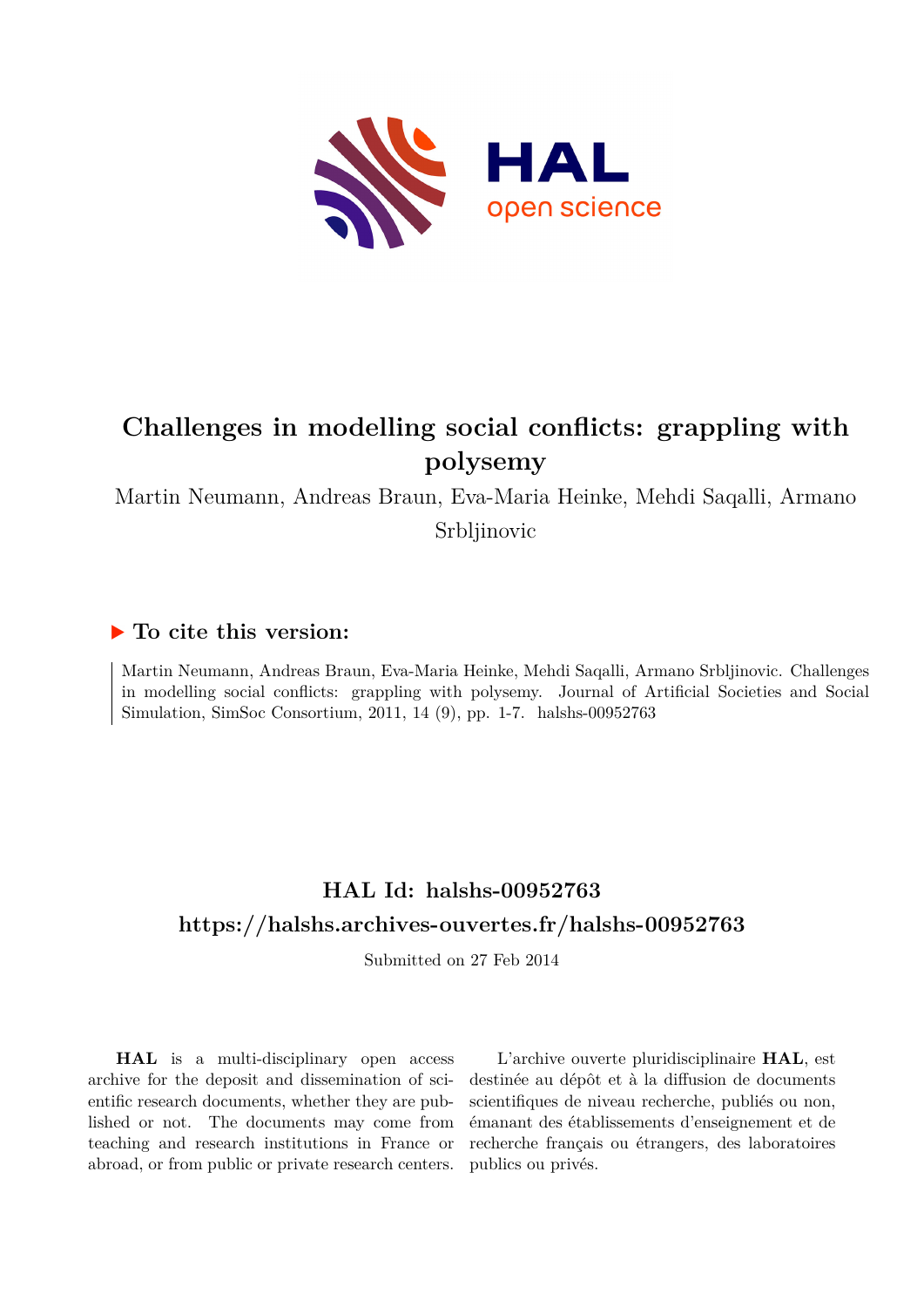# Challenges in modelling social conflicts: grappling with polysemy

Martin Neumann, Andreas Braun, Eva-Maria Heinke, Mehdi Saqalli, Armano Srbljinovic

## ▶ To cite this version:

Martin Neumann, Andreas Braun, Eva-Maria Heinke, Mehdi Saqalli, Armano Srbljinovic. Challenges in modelling social conflicts: grappling with polysemy. Journal of Artificial Societies and Social Simulation, SimSoc Consortium, 2011, 14 (9), pp. 1-7. halshs-00952763

## HAL Id: halshs-00952763

## https://halshs.archives-ouvertes.fr/halshs-00952763

Submitted on 27 Feb 2014

**HAL** is a multi-disciplinary open access archive for the deposit and dissemination of scientific research documents, whether they are published or not. The documents may come from teaching and research institutions in France or abroad, or from public or private research centers.

L'archive ouverte pluridisciplinaire **HAL**, est destinée au dépôt et à la diffusion de documents scientifiques de niveau recherche, publiés ou non, émanant des établissements d'enseignement et de recherche français ou étrangers, des laboratoires publics ou privés.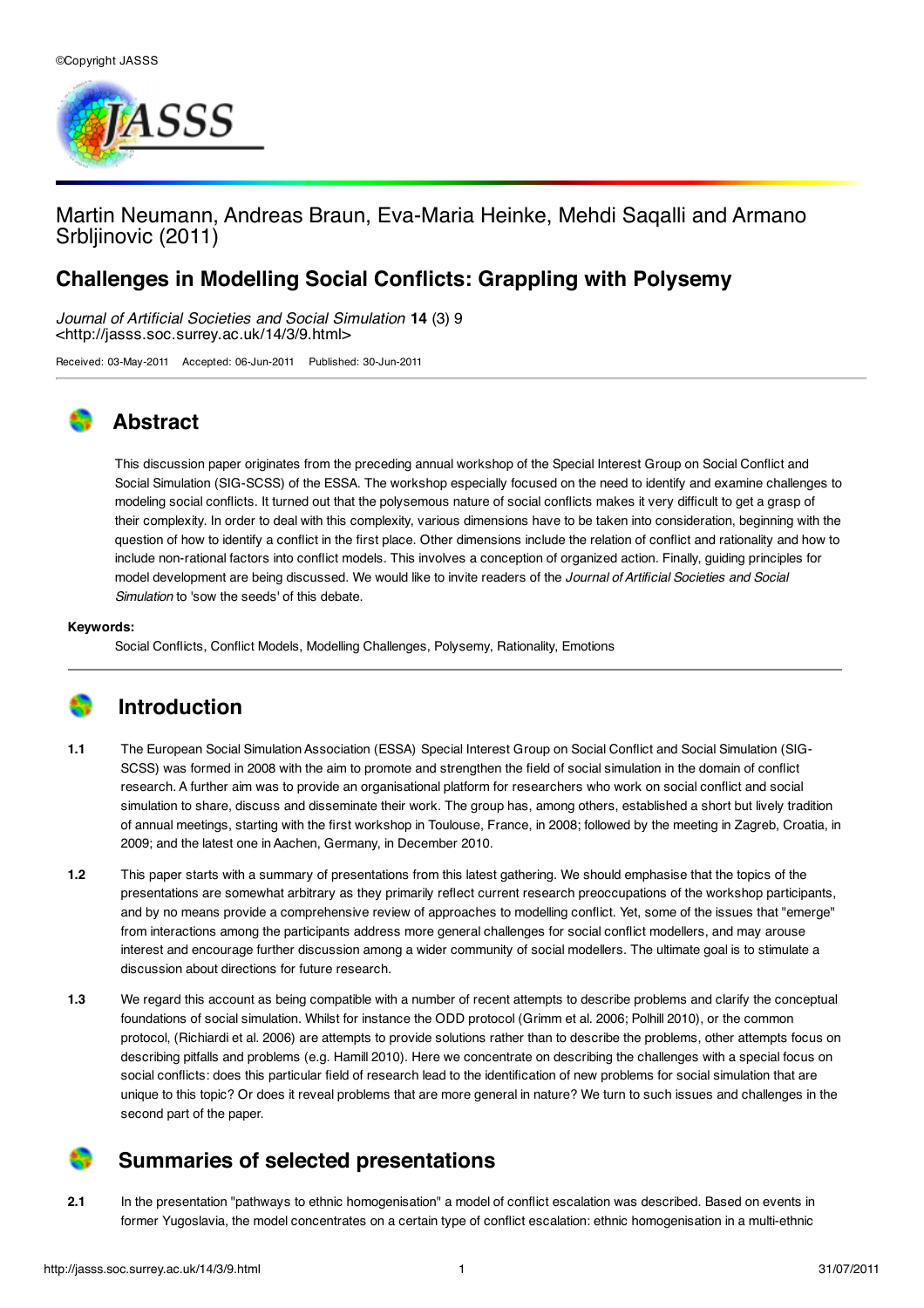©Copyright JASSS

# Martin Neumann, Andreas Braun, Eva-Maria Heinke, Mehdi Saqalli and Armano Srbljinovic (2011)

## Challenges in Modelling Social Conflicts: Grappling with Polysemy

*Journal of Artificial Societies and Social Simulation* **14** (3) 9
<http://jasss.soc.surrey.ac.uk/14/3/9.html>

Received: 03-May-2011 Accepted: 06-Jun-2011 Published: 30-Jun-2011

## Abstract

This discussion paper originates from the preceding annual workshop of the Special Interest Group on Social Conflict and Social Simulation (SIG-SCSS) of the ESSA. The workshop especially focused on the need to identify and examine challenges to modeling social conflicts. It turned out that the polysemous nature of social conflicts makes it very difficult to get a grasp of their complexity. In order to deal with this complexity, various dimensions have to be taken into consideration, beginning with the question of how to identify a conflict in the first place. Other dimensions include the relation of conflict and rationality and how to include non-rational factors into conflict models. This involves a conception of organized action. Finally, guiding principles for model development are being discussed. We would like to invite readers of the *Journal of Artificial Societies and Social Simulation* to 'sow the seeds' of this debate.

**Keywords:**
Social Conflicts, Conflict Models, Modelling Challenges, Polysemy, Rationality, Emotions

## Introduction

**1.1** The European Social Simulation Association (ESSA) Special Interest Group on Social Conflict and Social Simulation (SIG-SCSS) was formed in 2008 with the aim to promote and strengthen the field of social simulation in the domain of conflict research. A further aim was to provide an organisational platform for researchers who work on social conflict and social simulation to share, discuss and disseminate their work. The group has, among others, established a short but lively tradition of annual meetings, starting with the first workshop in Toulouse, France, in 2008; followed by the meeting in Zagreb, Croatia, in 2009; and the latest one in Aachen, Germany, in December 2010.

**1.2** This paper starts with a summary of presentations from this latest gathering. We should emphasise that the topics of the presentations are somewhat arbitrary as they primarily reflect current research preoccupations of the workshop participants, and by no means provide a comprehensive review of approaches to modelling conflict. Yet, some of the issues that "emerge" from interactions among the participants address more general challenges for social conflict modellers, and may arouse interest and encourage further discussion among a wider community of social modellers. The ultimate goal is to stimulate a discussion about directions for future research.

**1.3** We regard this account as being compatible with a number of recent attempts to describe problems and clarify the conceptual foundations of social simulation. Whilst for instance the ODD protocol (Grimm et al. 2006; Polhill 2010), or the common protocol, (Richiardi et al. 2006) are attempts to provide solutions rather than to describe the problems, other attempts focus on describing pitfalls and problems (e.g. Hamill 2010). Here we concentrate on describing the challenges with a special focus on social conflicts: does this particular field of research lead to the identification of new problems for social simulation that are unique to this topic? Or does it reveal problems that are more general in nature? We turn to such issues and challenges in the second part of the paper.

## Summaries of selected presentations

**2.1** In the presentation "pathways to ethnic homogenisation" a model of conflict escalation was described. Based on events in former Yugoslavia, the model concentrates on a certain type of conflict escalation: ethnic homogenisation in a multi-ethnic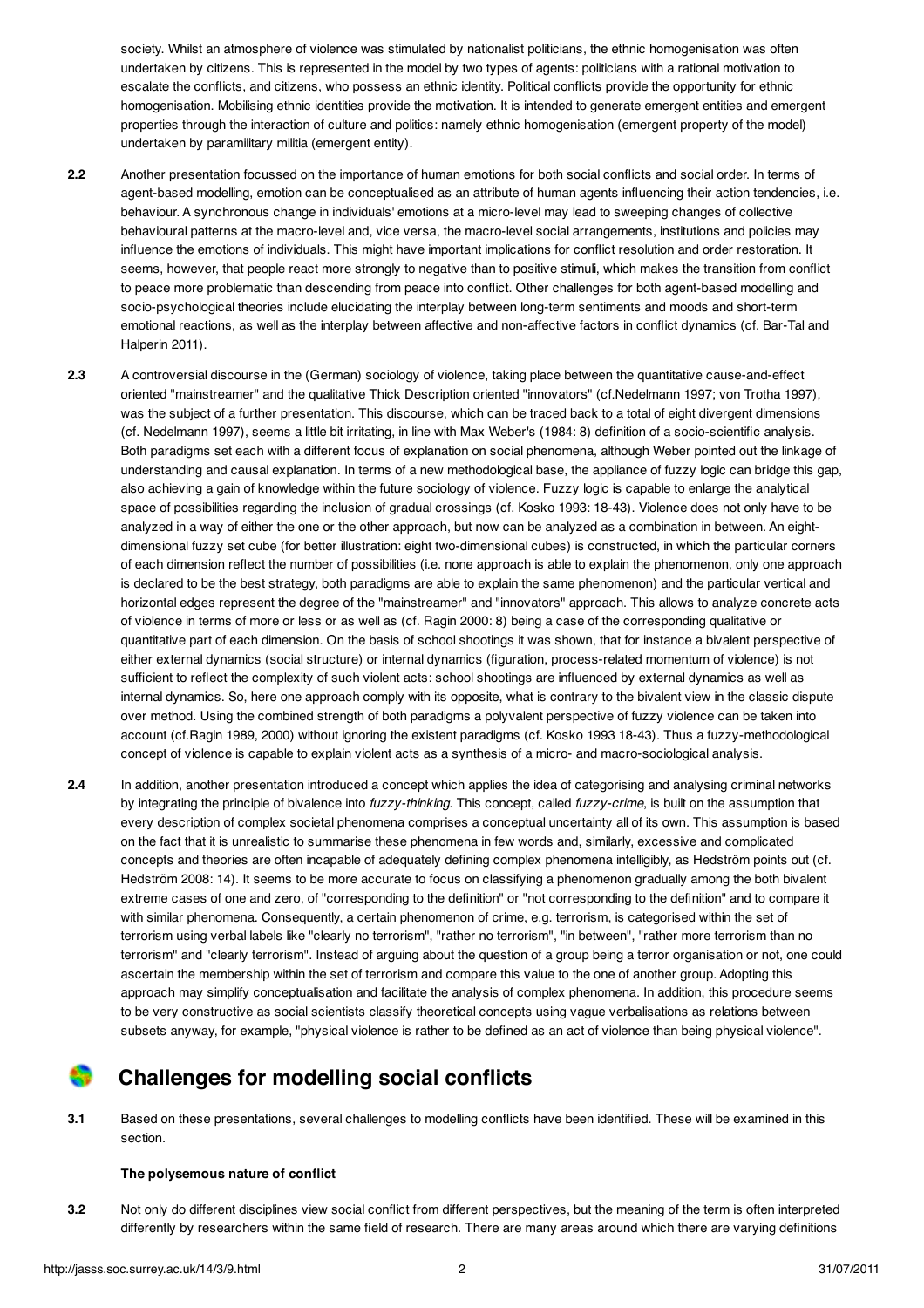society. Whilst an atmosphere of violence was stimulated by nationalist politicians, the ethnic homogenisation was often undertaken by citizens. This is represented in the model by two types of agents: politicians with a rational motivation to escalate the conflicts, and citizens, who possess an ethnic identity. Political conflicts provide the opportunity for ethnic homogenisation. Mobilising ethnic identities provide the motivation. It is intended to generate emergent entities and emergent properties through the interaction of culture and politics: namely ethnic homogenisation (emergent property of the model) undertaken by paramilitary militia (emergent entity).

**2.2** Another presentation focussed on the importance of human emotions for both social conflicts and social order. In terms of agent-based modelling, emotion can be conceptualised as an attribute of human agents influencing their action tendencies, i.e. behaviour. A synchronous change in individuals' emotions at a micro-level may lead to sweeping changes of collective behavioural patterns at the macro-level and, vice versa, the macro-level social arrangements, institutions and policies may influence the emotions of individuals. This might have important implications for conflict resolution and order restoration. It seems, however, that people react more strongly to negative than to positive stimuli, which makes the transition from conflict to peace more problematic than descending from peace into conflict. Other challenges for both agent-based modelling and socio-psychological theories include elucidating the interplay between long-term sentiments and moods and short-term emotional reactions, as well as the interplay between affective and non-affective factors in conflict dynamics (cf. Bar-Tal and Halperin 2011).

**2.3** A controversial discourse in the (German) sociology of violence, taking place between the quantitative cause-and-effect oriented "mainstreamer" and the qualitative Thick Description oriented "innovators" (cf.Nedelmann 1997; von Trotha 1997), was the subject of a further presentation. This discourse, which can be traced back to a total of eight divergent dimensions (cf. Nedelmann 1997), seems a little bit irritating, in line with Max Weber's (1984: 8) definition of a socio-scientific analysis. Both paradigms set each with a different focus of explanation on social phenomena, although Weber pointed out the linkage of understanding and causal explanation. In terms of a new methodological base, the appliance of fuzzy logic can bridge this gap, also achieving a gain of knowledge within the future sociology of violence. Fuzzy logic is capable to enlarge the analytical space of possibilities regarding the inclusion of gradual crossings (cf. Kosko 1993: 18-43). Violence does not only have to be analyzed in a way of either the one or the other approach, but now can be analyzed as a combination in between. An eight-dimensional fuzzy set cube (for better illustration: eight two-dimensional cubes) is constructed, in which the particular corners of each dimension reflect the number of possibilities (i.e. none approach is able to explain the phenomenon, only one approach is declared to be the best strategy, both paradigms are able to explain the same phenomenon) and the particular vertical and horizontal edges represent the degree of the "mainstreamer" and "innovators" approach. This allows to analyze concrete acts of violence in terms of more or less or as well as (cf. Ragin 2000: 8) being a case of the corresponding qualitative or quantitative part of each dimension. On the basis of school shootings it was shown, that for instance a bivalent perspective of either external dynamics (social structure) or internal dynamics (figuration, process-related momentum of violence) is not sufficient to reflect the complexity of such violent acts: school shootings are influenced by external dynamics as well as internal dynamics. So, here one approach comply with its opposite, what is contrary to the bivalent view in the classic dispute over method. Using the combined strength of both paradigms a polyvalent perspective of fuzzy violence can be taken into account (cf.Ragin 1989, 2000) without ignoring the existent paradigms (cf. Kosko 1993 18-43). Thus a fuzzy-methodological concept of violence is capable to explain violent acts as a synthesis of a micro- and macro-sociological analysis.

**2.4** In addition, another presentation introduced a concept which applies the idea of categorising and analysing criminal networks by integrating the principle of bivalence into *fuzzy-thinking*. This concept, called *fuzzy-crime*, is built on the assumption that every description of complex societal phenomena comprises a conceptual uncertainty all of its own. This assumption is based on the fact that it is unrealistic to summarise these phenomena in few words and, similarly, excessive and complicated concepts and theories are often incapable of adequately defining complex phenomena intelligibly, as Hedström points out (cf. Hedström 2008: 14). It seems to be more accurate to focus on classifying a phenomenon gradually among the both bivalent extreme cases of one and zero, of "corresponding to the definition" or "not corresponding to the definition" and to compare it with similar phenomena. Consequently, a certain phenomenon of crime, e.g. terrorism, is categorised within the set of terrorism using verbal labels like "clearly no terrorism", "rather no terrorism", "in between", "rather more terrorism than no terrorism" and "clearly terrorism". Instead of arguing about the question of a group being a terror organisation or not, one could ascertain the membership within the set of terrorism and compare this value to the one of another group. Adopting this approach may simplify conceptualisation and facilitate the analysis of complex phenomena. In addition, this procedure seems to be very constructive as social scientists classify theoretical concepts using vague verbalisations as relations between subsets anyway, for example, "physical violence is rather to be defined as an act of violence than being physical violence".

## Challenges for modelling social conflicts

**3.1** Based on these presentations, several challenges to modelling conflicts have been identified. These will be examined in this section.

### The polysemous nature of conflict

**3.2** Not only do different disciplines view social conflict from different perspectives, but the meaning of the term is often interpreted differently by researchers within the same field of research. There are many areas around which there are varying definitions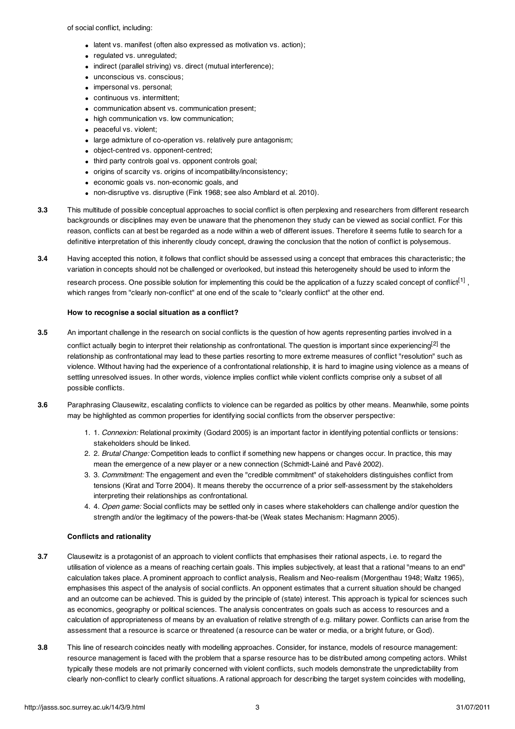of social conflict, including:

- latent vs. manifest (often also expressed as motivation vs. action);
- regulated vs. unregulated;
- indirect (parallel striving) vs. direct (mutual interference);
- unconscious vs. conscious;
- impersonal vs. personal;
- continuous vs. intermittent;
- communication absent vs. communication present;
- high communication vs. low communication;
- peaceful vs. violent;
- large admixture of co-operation vs. relatively pure antagonism;
- object-centred vs. opponent-centred;
- third party controls goal vs. opponent controls goal;
- origins of scarcity vs. origins of incompatibility/inconsistency;
- economic goals vs. non-economic goals, and
- non-disruptive vs. disruptive (Fink 1968; see also Amblard et al. 2010).

**3.3** This multitude of possible conceptual approaches to social conflict is often perplexing and researchers from different research backgrounds or disciplines may even be unaware that the phenomenon they study can be viewed as social conflict. For this reason, conflicts can at best be regarded as a node within a web of different issues. Therefore it seems futile to search for a definitive interpretation of this inherently cloudy concept, drawing the conclusion that the notion of conflict is polysemous.

**3.4** Having accepted this notion, it follows that conflict should be assessed using a concept that embraces this characteristic; the variation in concepts should not be challenged or overlooked, but instead this heterogeneity should be used to inform the research process. One possible solution for implementing this could be the application of a fuzzy scaled concept of conflict[1] , which ranges from "clearly non-conflict" at one end of the scale to "clearly conflict" at the other end.

### How to recognise a social situation as a conflict?

**3.5** An important challenge in the research on social conflicts is the question of how agents representing parties involved in a conflict actually begin to interpret their relationship as confrontational. The question is important since experiencing[2] the relationship as confrontational may lead to these parties resorting to more extreme measures of conflict "resolution" such as violence. Without having had the experience of a confrontational relationship, it is hard to imagine using violence as a means of settling unresolved issues. In other words, violence implies conflict while violent conflicts comprise only a subset of all possible conflicts.

**3.6** Paraphrasing Clausewitz, escalating conflicts to violence can be regarded as politics by other means. Meanwhile, some points may be highlighted as common properties for identifying social conflicts from the observer perspective:

1. 1. *Connexion:* Relational proximity (Godard 2005) is an important factor in identifying potential conflicts or tensions: stakeholders should be linked.
2. 2. *Brutal Change:* Competition leads to conflict if something new happens or changes occur. In practice, this may mean the emergence of a new player or a new connection (Schmidt-Lainé and Pavé 2002).
3. 3. *Commitment:* The engagement and even the "credible commitment" of stakeholders distinguishes conflict from tensions (Kirat and Torre 2004). It means thereby the occurrence of a prior self-assessment by the stakeholders interpreting their relationships as confrontational.
4. 4. *Open game:* Social conflicts may be settled only in cases where stakeholders can challenge and/or question the strength and/or the legitimacy of the powers-that-be (Weak states Mechanism: Hagmann 2005).

### Conflicts and rationality

**3.7** Clausewitz is a protagonist of an approach to violent conflicts that emphasises their rational aspects, i.e. to regard the utilisation of violence as a means of reaching certain goals. This implies subjectively, at least that a rational "means to an end" calculation takes place. A prominent approach to conflict analysis, Realism and Neo-realism (Morgenthau 1948; Waltz 1965), emphasises this aspect of the analysis of social conflicts. An opponent estimates that a current situation should be changed and an outcome can be achieved. This is guided by the principle of (state) interest. This approach is typical for sciences such as economics, geography or political sciences. The analysis concentrates on goals such as access to resources and a calculation of appropriateness of means by an evaluation of relative strength of e.g. military power. Conflicts can arise from the assessment that a resource is scarce or threatened (a resource can be water or media, or a bright future, or God).

**3.8** This line of research coincides neatly with modelling approaches. Consider, for instance, models of resource management: resource management is faced with the problem that a sparse resource has to be distributed among competing actors. Whilst typically these models are not primarily concerned with violent conflicts, such models demonstrate the unpredictability from clearly non-conflict to clearly conflict situations. A rational approach for describing the target system coincides with modelling,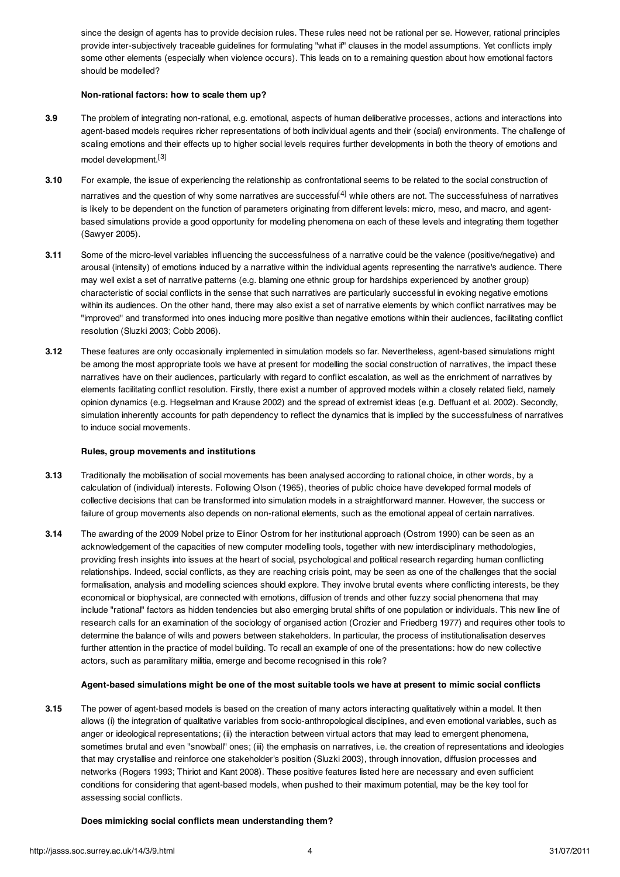since the design of agents has to provide decision rules. These rules need not be rational per se. However, rational principles provide inter-subjectively traceable guidelines for formulating "what if" clauses in the model assumptions. Yet conflicts imply some other elements (especially when violence occurs). This leads on to a remaining question about how emotional factors should be modelled?

**Non-rational factors: how to scale them up?**

**3.9** The problem of integrating non-rational, e.g. emotional, aspects of human deliberative processes, actions and interactions into agent-based models requires richer representations of both individual agents and their (social) environments. The challenge of scaling emotions and their effects up to higher social levels requires further developments in both the theory of emotions and model development.[3]

**3.10** For example, the issue of experiencing the relationship as confrontational seems to be related to the social construction of narratives and the question of why some narratives are successful[4] while others are not. The successfulness of narratives is likely to be dependent on the function of parameters originating from different levels: micro, meso, and macro, and agent-based simulations provide a good opportunity for modelling phenomena on each of these levels and integrating them together (Sawyer 2005).

**3.11** Some of the micro-level variables influencing the successfulness of a narrative could be the valence (positive/negative) and arousal (intensity) of emotions induced by a narrative within the individual agents representing the narrative's audience. There may well exist a set of narrative patterns (e.g. blaming one ethnic group for hardships experienced by another group) characteristic of social conflicts in the sense that such narratives are particularly successful in evoking negative emotions within its audiences. On the other hand, there may also exist a set of narrative elements by which conflict narratives may be "improved" and transformed into ones inducing more positive than negative emotions within their audiences, facilitating conflict resolution (Sluzki 2003; Cobb 2006).

**3.12** These features are only occasionally implemented in simulation models so far. Nevertheless, agent-based simulations might be among the most appropriate tools we have at present for modelling the social construction of narratives, the impact these narratives have on their audiences, particularly with regard to conflict escalation, as well as the enrichment of narratives by elements facilitating conflict resolution. Firstly, there exist a number of approved models within a closely related field, namely opinion dynamics (e.g. Hegselman and Krause 2002) and the spread of extremist ideas (e.g. Deffuant et al. 2002). Secondly, simulation inherently accounts for path dependency to reflect the dynamics that is implied by the successfulness of narratives to induce social movements.

**Rules, group movements and institutions**

**3.13** Traditionally the mobilisation of social movements has been analysed according to rational choice, in other words, by a calculation of (individual) interests. Following Olson (1965), theories of public choice have developed formal models of collective decisions that can be transformed into simulation models in a straightforward manner. However, the success or failure of group movements also depends on non-rational elements, such as the emotional appeal of certain narratives.

**3.14** The awarding of the 2009 Nobel prize to Elinor Ostrom for her institutional approach (Ostrom 1990) can be seen as an acknowledgement of the capacities of new computer modelling tools, together with new interdisciplinary methodologies, providing fresh insights into issues at the heart of social, psychological and political research regarding human conflicting relationships. Indeed, social conflicts, as they are reaching crisis point, may be seen as one of the challenges that the social formalisation, analysis and modelling sciences should explore. They involve brutal events where conflicting interests, be they economical or biophysical, are connected with emotions, diffusion of trends and other fuzzy social phenomena that may include "rational" factors as hidden tendencies but also emerging brutal shifts of one population or individuals. This new line of research calls for an examination of the sociology of organised action (Crozier and Friedberg 1977) and requires other tools to determine the balance of wills and powers between stakeholders. In particular, the process of institutionalisation deserves further attention in the practice of model building. To recall an example of one of the presentations: how do new collective actors, such as paramilitary militia, emerge and become recognised in this role?

**Agent-based simulations might be one of the most suitable tools we have at present to mimic social conflicts**

**3.15** The power of agent-based models is based on the creation of many actors interacting qualitatively within a model. It then allows (i) the integration of qualitative variables from socio-anthropological disciplines, and even emotional variables, such as anger or ideological representations; (ii) the interaction between virtual actors that may lead to emergent phenomena, sometimes brutal and even "snowball" ones; (iii) the emphasis on narratives, i.e. the creation of representations and ideologies that may crystallise and reinforce one stakeholder's position (Sluzki 2003), through innovation, diffusion processes and networks (Rogers 1993; Thiriot and Kant 2008). These positive features listed here are necessary and even sufficient conditions for considering that agent-based models, when pushed to their maximum potential, may be the key tool for assessing social conflicts.

**Does mimicking social conflicts mean understanding them?**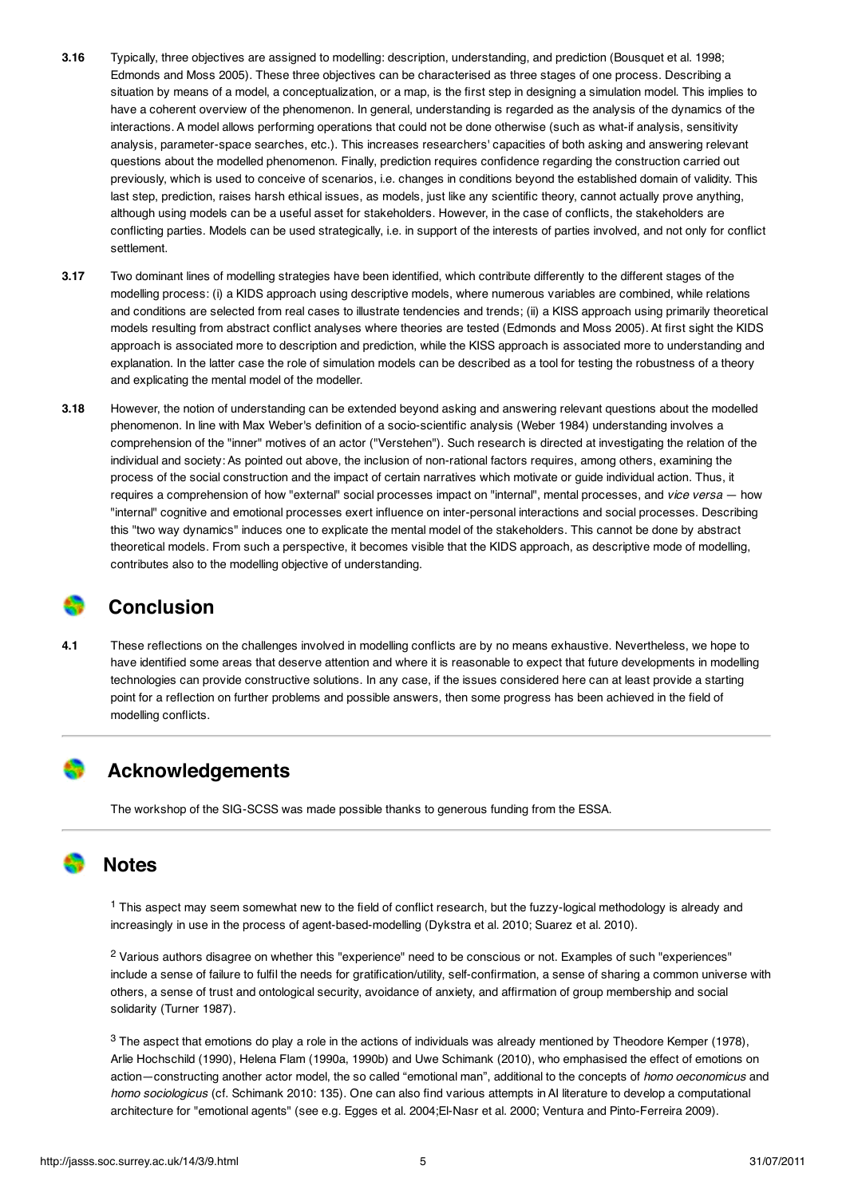**3.16** Typically, three objectives are assigned to modelling: description, understanding, and prediction (Bousquet et al. 1998; Edmonds and Moss 2005). These three objectives can be characterised as three stages of one process. Describing a situation by means of a model, a conceptualization, or a map, is the first step in designing a simulation model. This implies to have a coherent overview of the phenomenon. In general, understanding is regarded as the analysis of the dynamics of the interactions. A model allows performing operations that could not be done otherwise (such as what-if analysis, sensitivity analysis, parameter-space searches, etc.). This increases researchers' capacities of both asking and answering relevant questions about the modelled phenomenon. Finally, prediction requires confidence regarding the construction carried out previously, which is used to conceive of scenarios, i.e. changes in conditions beyond the established domain of validity. This last step, prediction, raises harsh ethical issues, as models, just like any scientific theory, cannot actually prove anything, although using models can be a useful asset for stakeholders. However, in the case of conflicts, the stakeholders are conflicting parties. Models can be used strategically, i.e. in support of the interests of parties involved, and not only for conflict settlement.

**3.17** Two dominant lines of modelling strategies have been identified, which contribute differently to the different stages of the modelling process: (i) a KIDS approach using descriptive models, where numerous variables are combined, while relations and conditions are selected from real cases to illustrate tendencies and trends; (ii) a KISS approach using primarily theoretical models resulting from abstract conflict analyses where theories are tested (Edmonds and Moss 2005). At first sight the KIDS approach is associated more to description and prediction, while the KISS approach is associated more to understanding and explanation. In the latter case the role of simulation models can be described as a tool for testing the robustness of a theory and explicating the mental model of the modeller.

**3.18** However, the notion of understanding can be extended beyond asking and answering relevant questions about the modelled phenomenon. In line with Max Weber's definition of a socio-scientific analysis (Weber 1984) understanding involves a comprehension of the "inner" motives of an actor ("Verstehen"). Such research is directed at investigating the relation of the individual and society: As pointed out above, the inclusion of non-rational factors requires, among others, examining the process of the social construction and the impact of certain narratives which motivate or guide individual action. Thus, it requires a comprehension of how "external" social processes impact on "internal", mental processes, and *vice versa* — how "internal" cognitive and emotional processes exert influence on inter-personal interactions and social processes. Describing this "two way dynamics" induces one to explicate the mental model of the stakeholders. This cannot be done by abstract theoretical models. From such a perspective, it becomes visible that the KIDS approach, as descriptive mode of modelling, contributes also to the modelling objective of understanding.

## Conclusion

**4.1** These reflections on the challenges involved in modelling conflicts are by no means exhaustive. Nevertheless, we hope to have identified some areas that deserve attention and where it is reasonable to expect that future developments in modelling technologies can provide constructive solutions. In any case, if the issues considered here can at least provide a starting point for a reflection on further problems and possible answers, then some progress has been achieved in the field of modelling conflicts.

## Acknowledgements

The workshop of the SIG-SCSS was made possible thanks to generous funding from the ESSA.

## Notes

[1] This aspect may seem somewhat new to the field of conflict research, but the fuzzy-logical methodology is already and increasingly in use in the process of agent-based-modelling (Dykstra et al. 2010; Suarez et al. 2010).

[2] Various authors disagree on whether this "experience" need to be conscious or not. Examples of such "experiences" include a sense of failure to fulfil the needs for gratification/utility, self-confirmation, a sense of sharing a common universe with others, a sense of trust and ontological security, avoidance of anxiety, and affirmation of group membership and social solidarity (Turner 1987).

[3] The aspect that emotions do play a role in the actions of individuals was already mentioned by Theodore Kemper (1978), Arlie Hochschild (1990), Helena Flam (1990a, 1990b) and Uwe Schimank (2010), who emphasised the effect of emotions on action—constructing another actor model, the so called "emotional man", additional to the concepts of *homo oeconomicus* and *homo sociologicus* (cf. Schimank 2010: 135). One can also find various attempts in AI literature to develop a computational architecture for "emotional agents" (see e.g. Egges et al. 2004;El-Nasr et al. 2000; Ventura and Pinto-Ferreira 2009).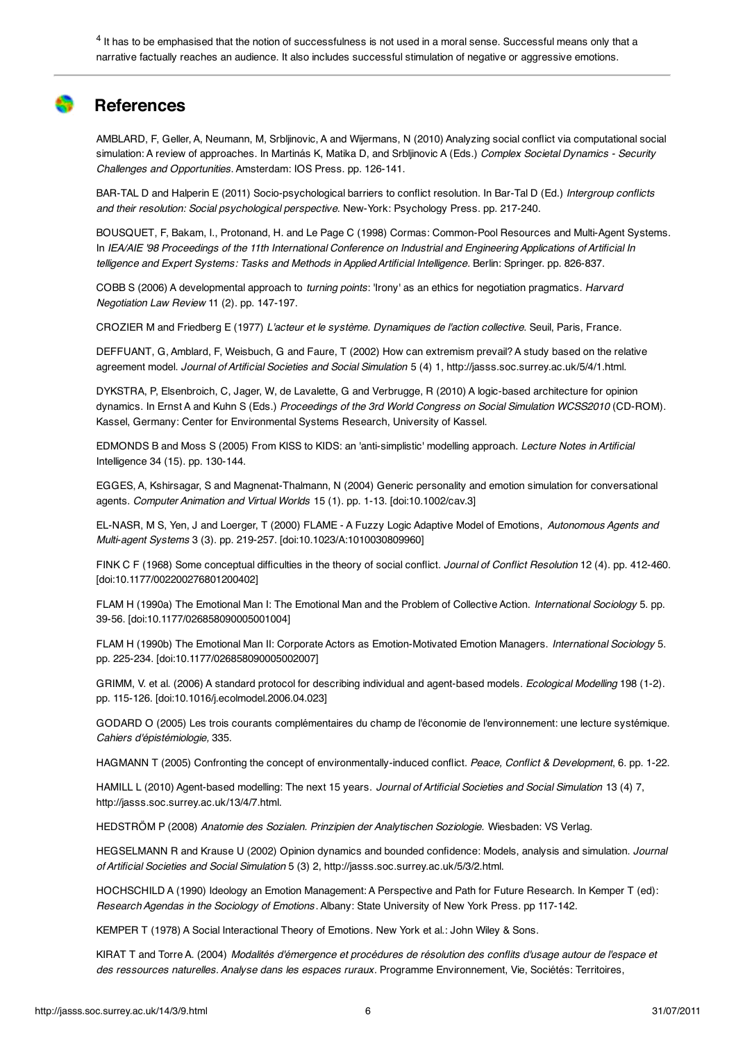[4] It has to be emphasised that the notion of successfulness is not used in a moral sense. Successful means only that a narrative factually reaches an audience. It also includes successful stimulation of negative or aggressive emotions.

## References

AMBLARD, F, Geller, A, Neumann, M, Srbljinovic, A and Wijermans, N (2010) Analyzing social conflict via computational social simulation: A review of approaches. In Martinás K, Matika D, and Srbljinovic A (Eds.) *Complex Societal Dynamics - Security Challenges and Opportunities*. Amsterdam: IOS Press. pp. 126-141.

BAR-TAL D and Halperin E (2011) Socio-psychological barriers to conflict resolution. In Bar-Tal D (Ed.) *Intergroup conflicts and their resolution: Social psychological perspective*. New-York: Psychology Press. pp. 217-240.

BOUSQUET, F, Bakam, I., Protonand, H. and Le Page C (1998) Cormas: Common-Pool Resources and Multi-Agent Systems. In *IEA/AIE '98 Proceedings of the 11th International Conference on Industrial and Engineering Applications of Artificial In telligence and Expert Systems: Tasks and Methods in Applied Artificial Intelligence*. Berlin: Springer. pp. 826-837.

COBB S (2006) A developmental approach to *turning points*: 'Irony' as an ethics for negotiation pragmatics. *Harvard Negotiation Law Review* 11 (2). pp. 147-197.

CROZIER M and Friedberg E (1977) *L'acteur et le système. Dynamiques de l'action collective.* Seuil, Paris, France.

DEFFUANT, G, Amblard, F, Weisbuch, G and Faure, T (2002) How can extremism prevail? A study based on the relative agreement model. *Journal of Artificial Societies and Social Simulation* 5 (4) 1, http://jasss.soc.surrey.ac.uk/5/4/1.html.

DYKSTRA, P, Elsenbroich, C, Jager, W, de Lavalette, G and Verbrugge, R (2010) A logic-based architecture for opinion dynamics. In Ernst A and Kuhn S (Eds.) *Proceedings of the 3rd World Congress on Social Simulation WCSS2010* (CD-ROM). Kassel, Germany: Center for Environmental Systems Research, University of Kassel.

EDMONDS B and Moss S (2005) From KISS to KIDS: an 'anti-simplistic' modelling approach. *Lecture Notes in Artificial* Intelligence 34 (15). pp. 130-144.

EGGES, A, Kshirsagar, S and Magnenat-Thalmann, N (2004) Generic personality and emotion simulation for conversational agents. *Computer Animation and Virtual Worlds* 15 (1). pp. 1-13. [doi:10.1002/cav.3]

EL-NASR, M S, Yen, J and Loerger, T (2000) FLAME - A Fuzzy Logic Adaptive Model of Emotions, *Autonomous Agents and Multi-agent Systems* 3 (3). pp. 219-257. [doi:10.1023/A:1010030809960]

FINK C F (1968) Some conceptual difficulties in the theory of social conflict. *Journal of Conflict Resolution* 12 (4). pp. 412-460. [doi:10.1177/002200276801200402]

FLAM H (1990a) The Emotional Man I: The Emotional Man and the Problem of Collective Action. *International Sociology* 5. pp. 39-56. [doi:10.1177/026858090005001004]

FLAM H (1990b) The Emotional Man II: Corporate Actors as Emotion-Motivated Emotion Managers. *International Sociology* 5. pp. 225-234. [doi:10.1177/026858090005002007]

GRIMM, V. et al. (2006) A standard protocol for describing individual and agent-based models. *Ecological Modelling* 198 (1-2). pp. 115-126. [doi:10.1016/j.ecolmodel.2006.04.023]

GODARD O (2005) Les trois courants complémentaires du champ de l'économie de l'environnement: une lecture systémique. *Cahiers d'épistémiologie,* 335.

HAGMANN T (2005) Confronting the concept of environmentally-induced conflict. *Peace, Conflict & Development*, 6. pp. 1-22.

HAMILL L (2010) Agent-based modelling: The next 15 years. *Journal of Artificial Societies and Social Simulation* 13 (4) 7, http://jasss.soc.surrey.ac.uk/13/4/7.html.

HEDSTRÖM P (2008) *Anatomie des Sozialen. Prinzipien der Analytischen Soziologie.* Wiesbaden: VS Verlag.

HEGSELMANN R and Krause U (2002) Opinion dynamics and bounded confidence: Models, analysis and simulation. *Journal of Artificial Societies and Social Simulation* 5 (3) 2, http://jasss.soc.surrey.ac.uk/5/3/2.html.

HOCHSCHILD A (1990) Ideology an Emotion Management: A Perspective and Path for Future Research. In Kemper T (ed): *Research Agendas in the Sociology of Emotions*. Albany: State University of New York Press. pp 117-142.

KEMPER T (1978) A Social Interactional Theory of Emotions. New York et al.: John Wiley & Sons.

KIRAT T and Torre A. (2004) *Modalités d'émergence et procédures de résolution des conflits d'usage autour de l'espace et des ressources naturelles. Analyse dans les espaces ruraux.* Programme Environnement, Vie, Sociétés: Territoires,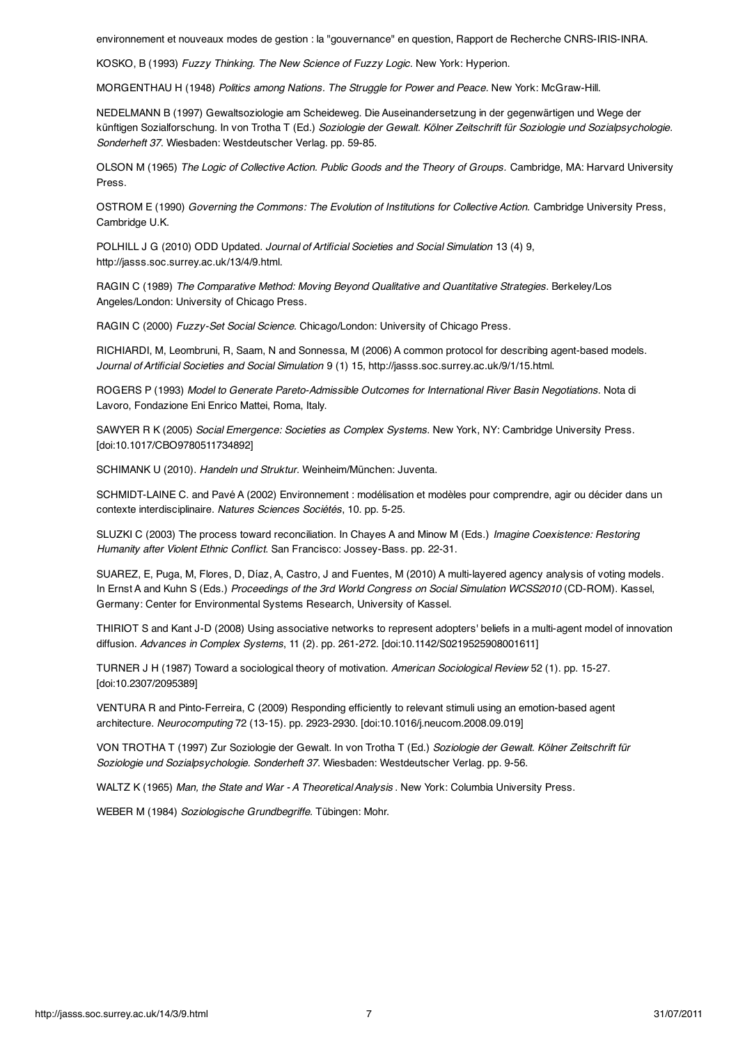environnement et nouveaux modes de gestion : la "gouvernance" en question, Rapport de Recherche CNRS-IRIS-INRA.

KOSKO, B (1993) *Fuzzy Thinking. The New Science of Fuzzy Logic*. New York: Hyperion.

MORGENTHAU H (1948) *Politics among Nations. The Struggle for Power and Peace.* New York: McGraw-Hill.

NEDELMANN B (1997) Gewaltsoziologie am Scheideweg. Die Auseinandersetzung in der gegenwärtigen und Wege der künftigen Sozialforschung. In von Trotha T (Ed.) *Soziologie der Gewalt. Kölner Zeitschrift für Soziologie und Sozialpsychologie. Sonderheft 37*. Wiesbaden: Westdeutscher Verlag. pp. 59-85.

OLSON M (1965) *The Logic of Collective Action. Public Goods and the Theory of Groups.* Cambridge, MA: Harvard University Press.

OSTROM E (1990) *Governing the Commons: The Evolution of Institutions for Collective Action.* Cambridge University Press, Cambridge U.K.

POLHILL J G (2010) ODD Updated. *Journal of Artificial Societies and Social Simulation* 13 (4) 9, http://jasss.soc.surrey.ac.uk/13/4/9.html.

RAGIN C (1989) *The Comparative Method: Moving Beyond Qualitative and Quantitative Strategies*. Berkeley/Los Angeles/London: University of Chicago Press.

RAGIN C (2000) *Fuzzy-Set Social Science*. Chicago/London: University of Chicago Press.

RICHIARDI, M, Leombruni, R, Saam, N and Sonnessa, M (2006) A common protocol for describing agent-based models. *Journal of Artificial Societies and Social Simulation* 9 (1) 15, http://jasss.soc.surrey.ac.uk/9/1/15.html.

ROGERS P (1993) *Model to Generate Pareto-Admissible Outcomes for International River Basin Negotiations*. Nota di Lavoro, Fondazione Eni Enrico Mattei, Roma, Italy.

SAWYER R K (2005) *Social Emergence: Societies as Complex Systems*. New York, NY: Cambridge University Press. [doi:10.1017/CBO9780511734892]

SCHIMANK U (2010). *Handeln und Struktur*. Weinheim/München: Juventa.

SCHMIDT-LAINE C. and Pavé A (2002) Environnement : modélisation et modèles pour comprendre, agir ou décider dans un contexte interdisciplinaire. *Natures Sciences Sociétés*, 10. pp. 5-25.

SLUZKI C (2003) The process toward reconciliation. In Chayes A and Minow M (Eds.) *Imagine Coexistence: Restoring Humanity after Violent Ethnic Conflict*. San Francisco: Jossey-Bass. pp. 22-31.

SUAREZ, E, Puga, M, Flores, D, Díaz, A, Castro, J and Fuentes, M (2010) A multi-layered agency analysis of voting models. In Ernst A and Kuhn S (Eds.) *Proceedings of the 3rd World Congress on Social Simulation WCSS2010* (CD-ROM). Kassel, Germany: Center for Environmental Systems Research, University of Kassel.

THIRIOT S and Kant J-D (2008) Using associative networks to represent adopters' beliefs in a multi-agent model of innovation diffusion. *Advances in Complex Systems*, 11 (2). pp. 261-272. [doi:10.1142/S0219525908001611]

TURNER J H (1987) Toward a sociological theory of motivation. *American Sociological Review* 52 (1). pp. 15-27. [doi:10.2307/2095389]

VENTURA R and Pinto-Ferreira, C (2009) Responding efficiently to relevant stimuli using an emotion-based agent architecture. *Neurocomputing* 72 (13-15). pp. 2923-2930. [doi:10.1016/j.neucom.2008.09.019]

VON TROTHA T (1997) Zur Soziologie der Gewalt. In von Trotha T (Ed.) *Soziologie der Gewalt. Kölner Zeitschrift für Soziologie und Sozialpsychologie. Sonderheft 37*. Wiesbaden: Westdeutscher Verlag. pp. 9-56.

WALTZ K (1965) *Man, the State and War - A Theoretical Analysis* . New York: Columbia University Press.

WEBER M (1984) *Soziologische Grundbegriffe*. Tübingen: Mohr.